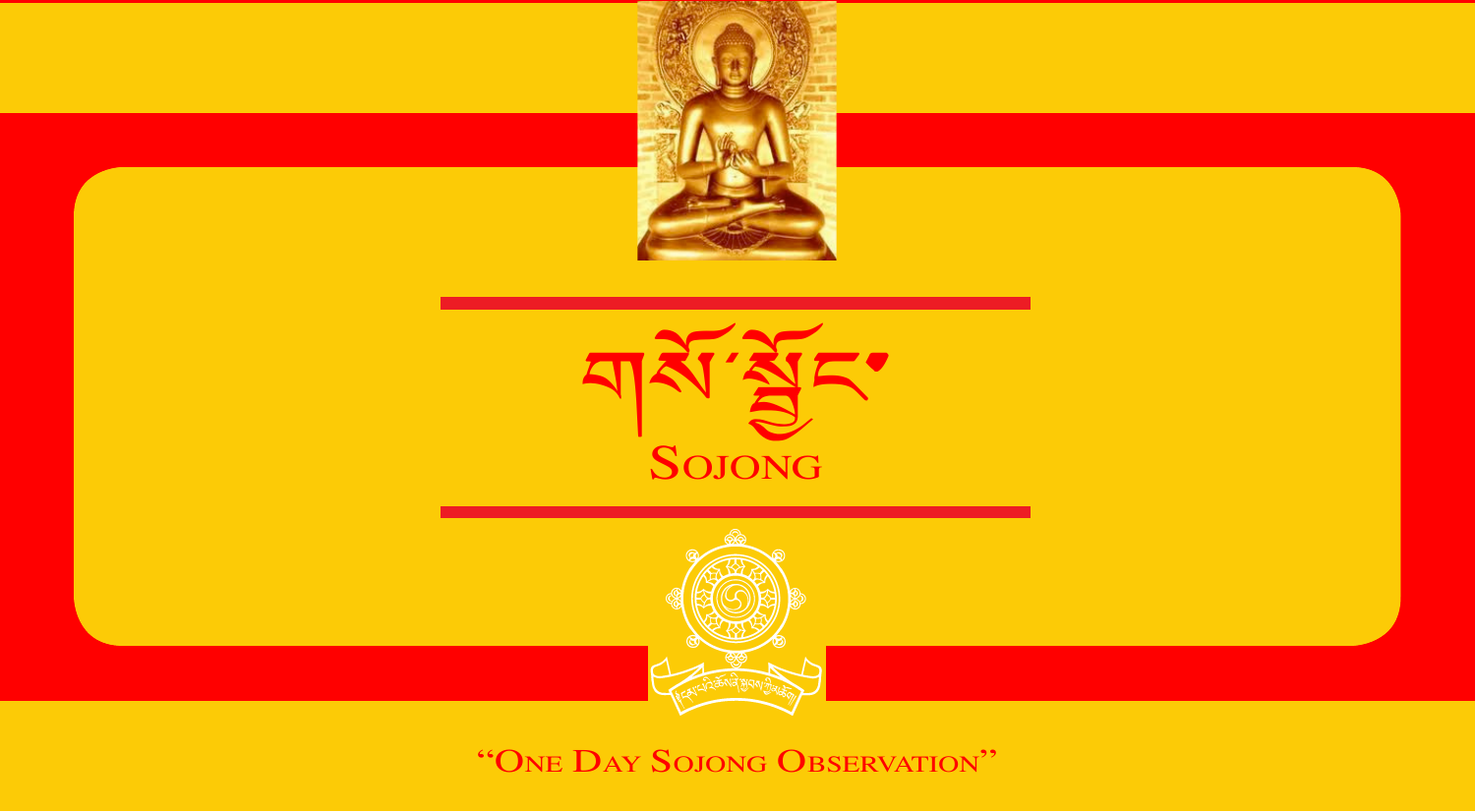# གསོ་སྦྱོང་

# SOJONG

"ONE DAY SOJONG OBSERVATION"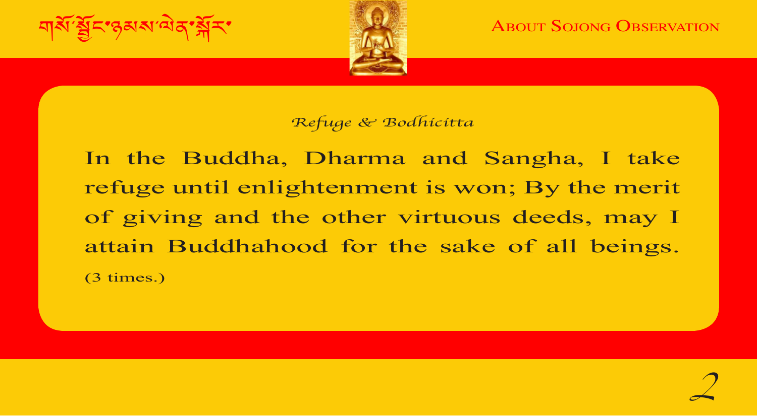## Refuge & Bodhicitta

In the Buddha, Dharma and Sangha, I take refuge until enlightenment is won; By the merit of giving and the other virtuous deeds, may I attain Buddhahood for the sake of all beings.

(3 times.)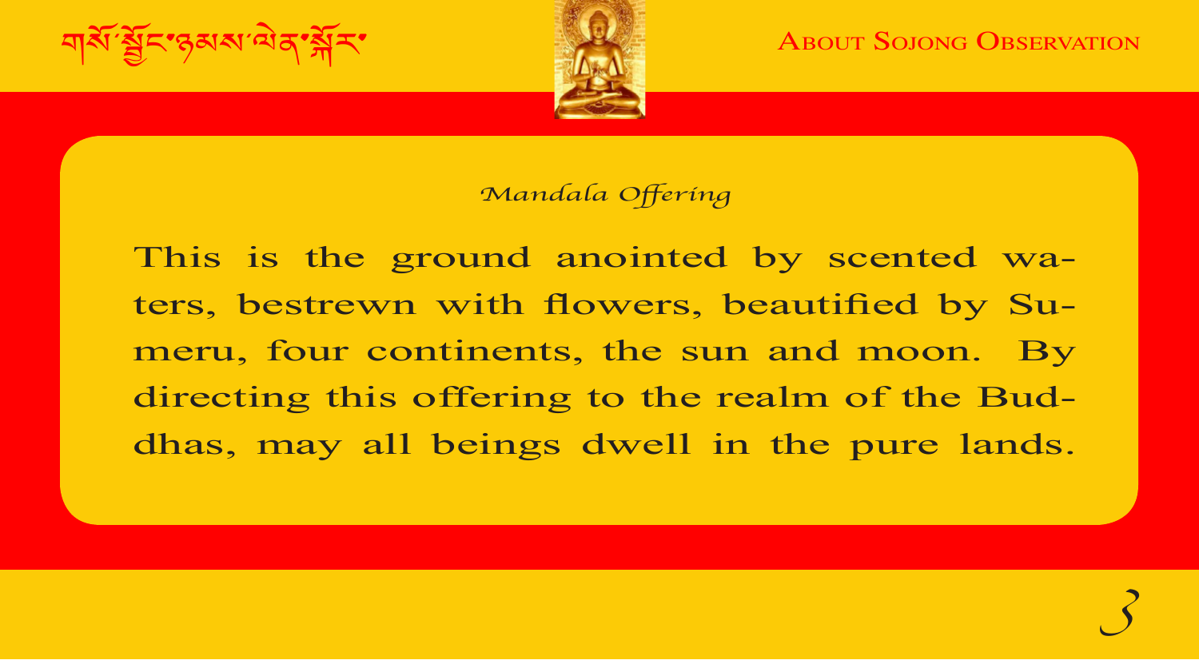*Mandala Offering*

This is the ground anointed by scented waters, bestrewn with flowers, beautified by Sumeru, four continents, the sun and moon. By directing this offering to the realm of the Buddhas, may all beings dwell in the pure lands.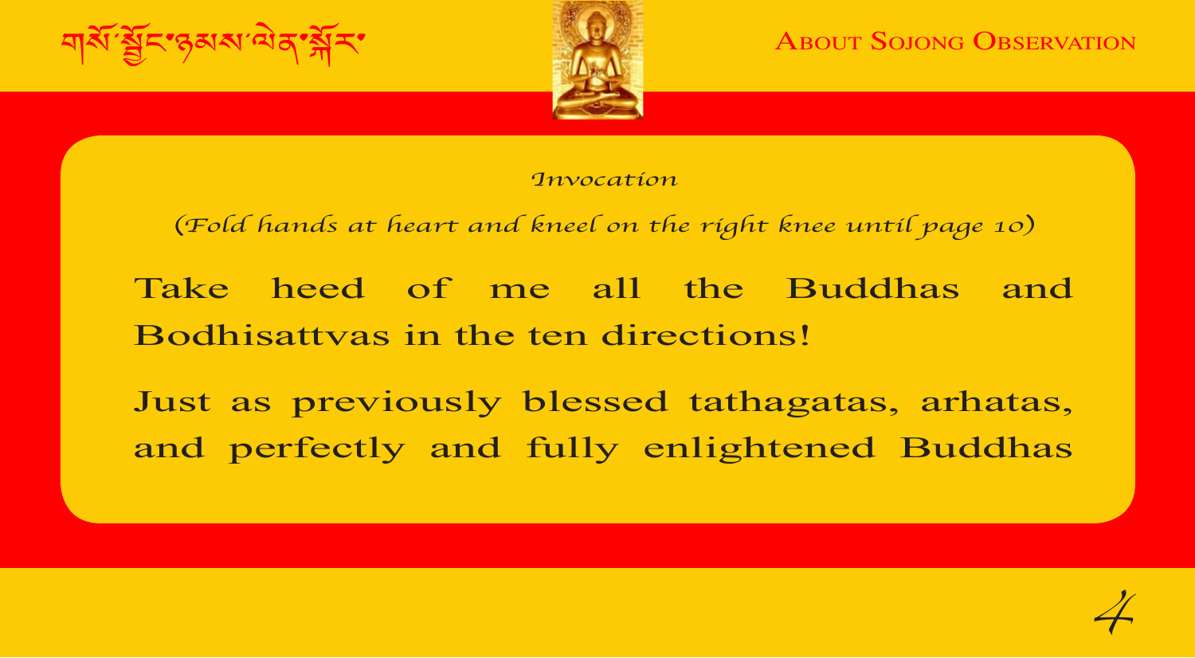*Invocation*

*(Fold hands at heart and kneel on the right knee until page 10)*

**Take heed of me all the Buddhas and Bodhisattvas in the ten directions!**

**Just as previously blessed tathagatas, arhatas, and perfectly and fully enlightened Buddhas**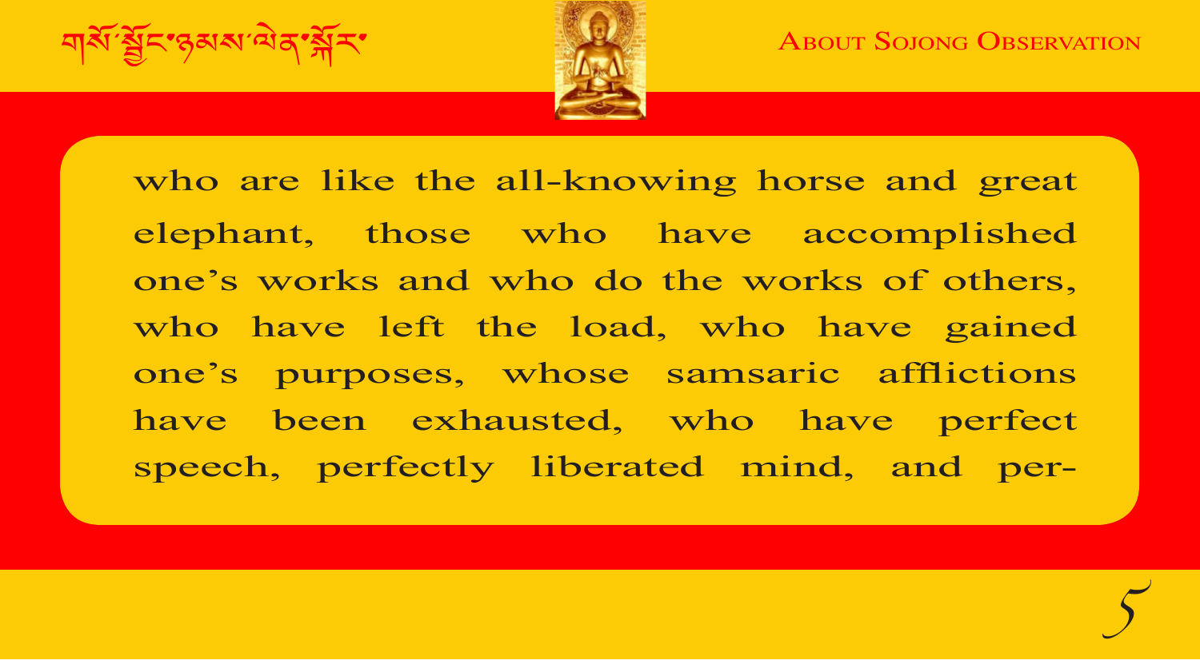who are like the all-knowing horse and great elephant, those who have accomplished one's works and who do the works of others, who have left the load, who have gained one's purposes, whose samsaric afflictions have been exhausted, who have perfect speech, perfectly liberated mind, and per-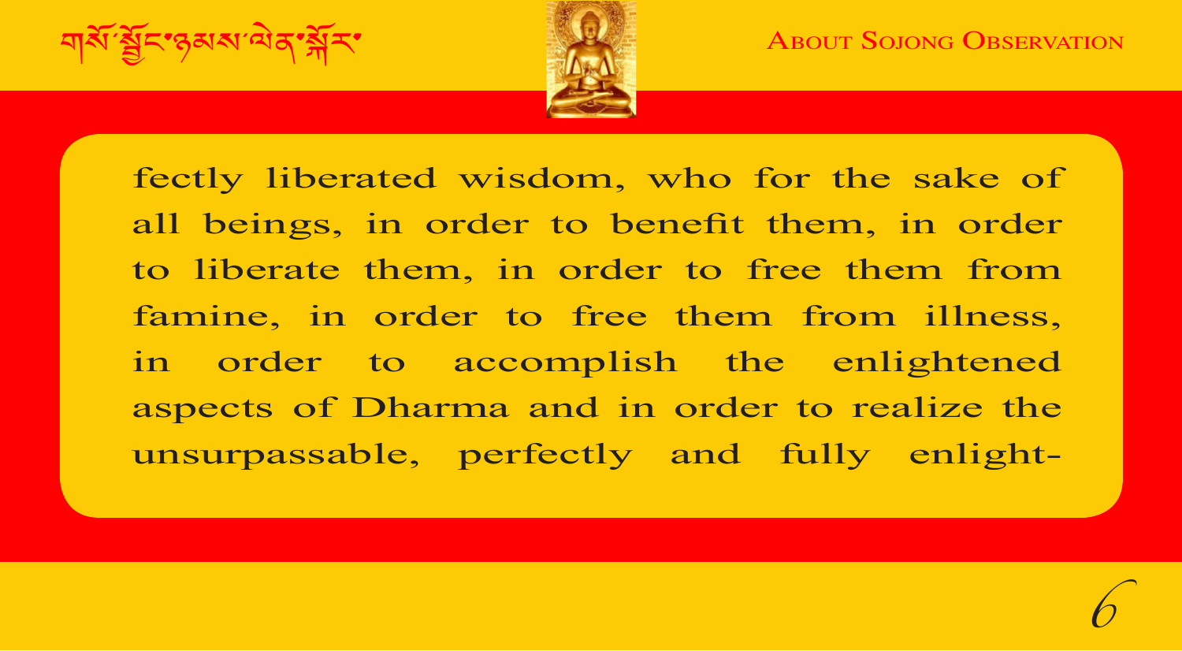fectly liberated wisdom, who for the sake of all beings, in order to benefit them, in order to liberate them, in order to free them from famine, in order to free them from illness, in order to accomplish the enlightened aspects of Dharma and in order to realize the unsurpassable, perfectly and fully enlight-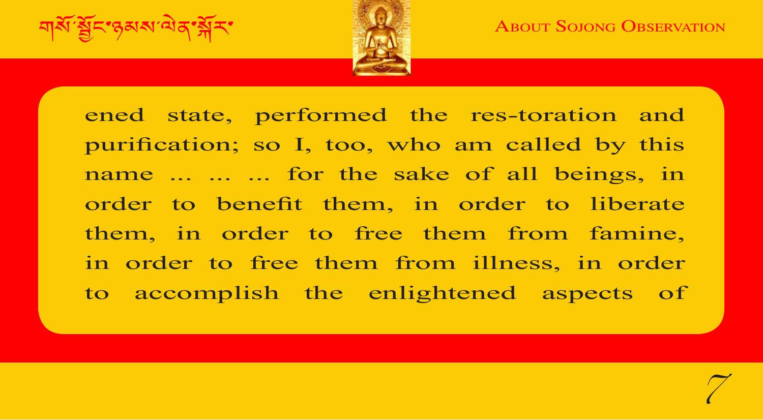ened state, performed the res-toration and purification; so I, too, who am called by this name ... ... ... for the sake of all beings, in order to benefit them, in order to liberate them, in order to free them from famine, in order to free them from illness, in order to accomplish the enlightened aspects of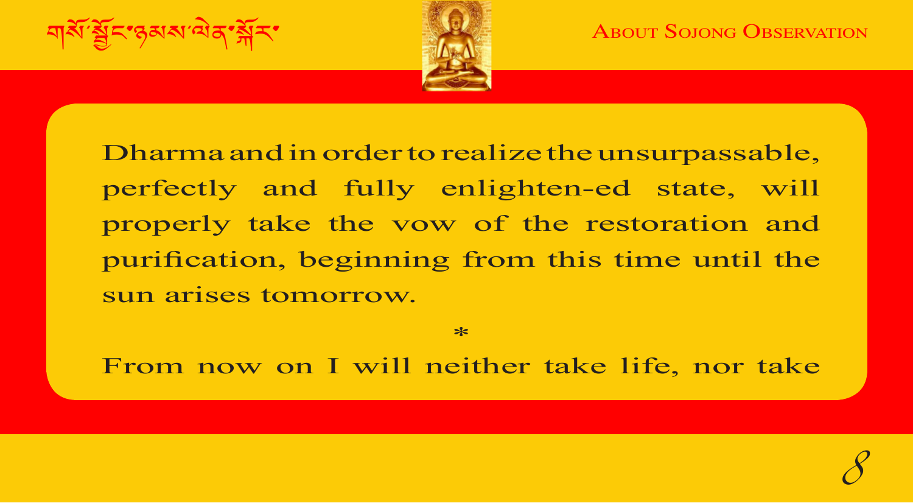Dharma and in order to realize the unsurpassable, perfectly and fully enlighten-ed state, will properly take the vow of the restoration and purification, beginning from this time until the sun arises tomorrow.

*

From now on I will neither take life, nor take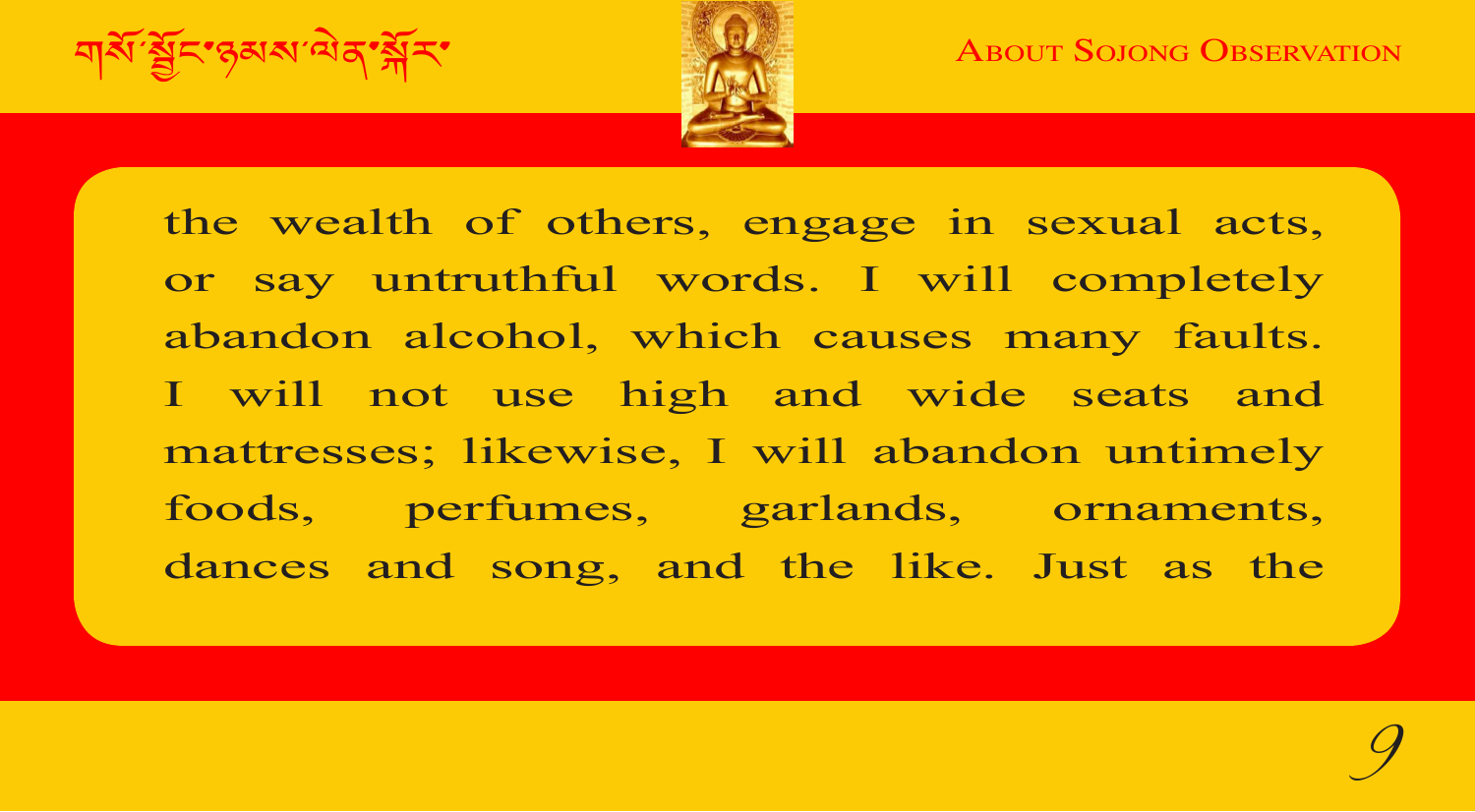the wealth of others, engage in sexual acts, or say untruthful words. I will completely abandon alcohol, which causes many faults. I will not use high and wide seats and mattresses; likewise, I will abandon untimely foods, perfumes, garlands, ornaments, dances and song, and the like. Just as the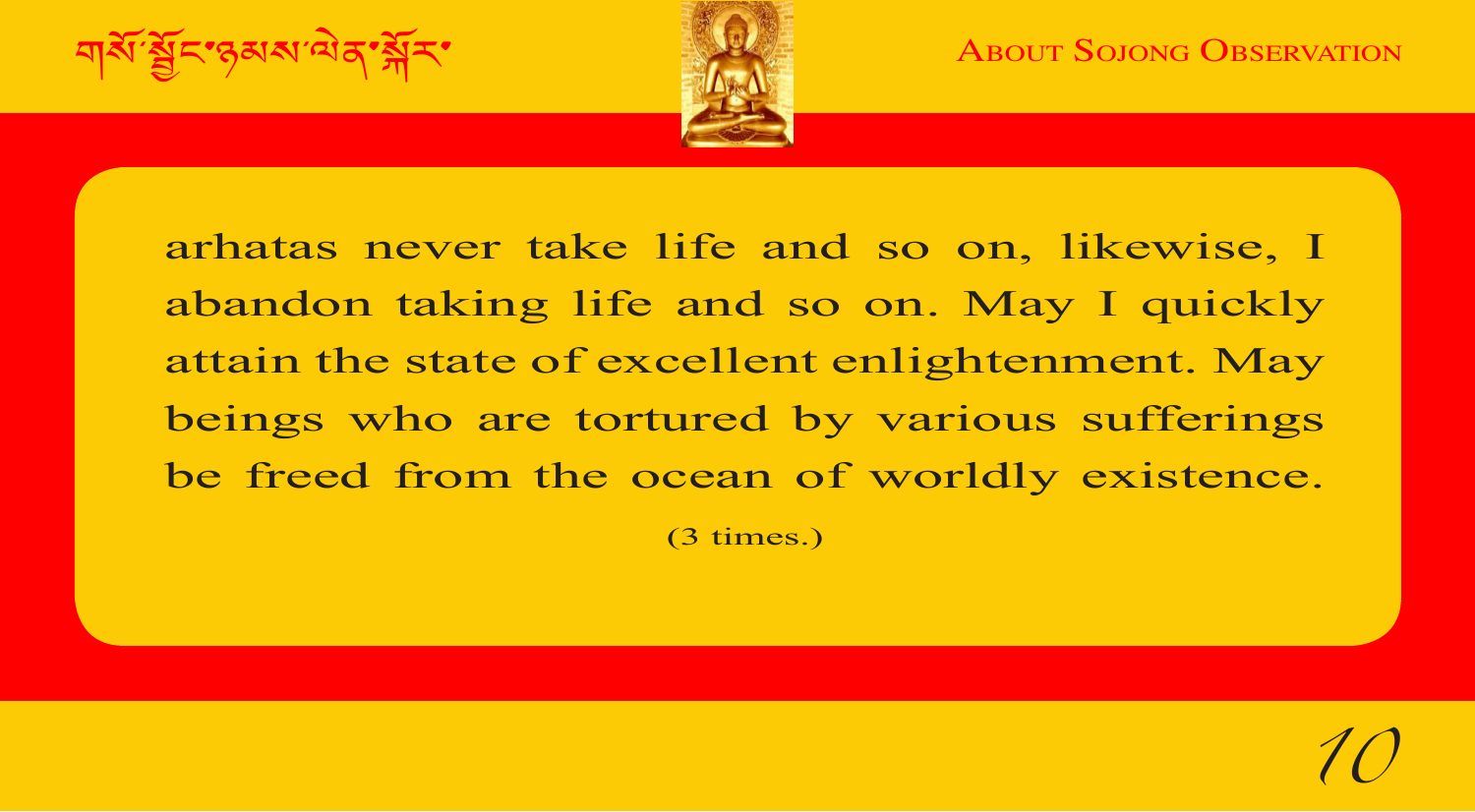arhatas never take life and so on, likewise, I abandon taking life and so on. May I quickly attain the state of excellent enlightenment. May beings who are tortured by various sufferings be freed from the ocean of worldly existence.

(3 times.)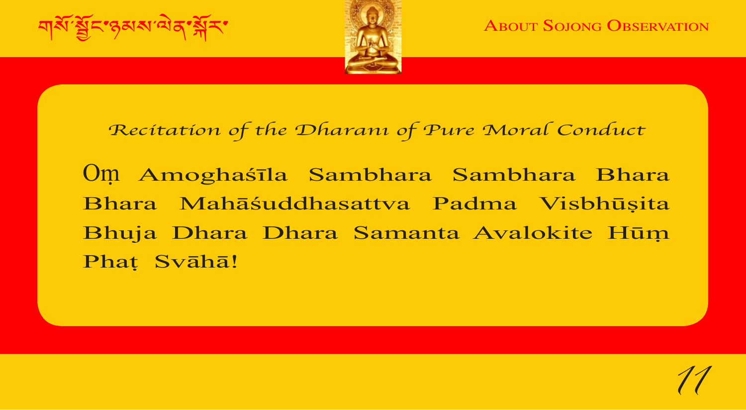*Recitation of the Dharani of Pure Moral Conduct*

Oṃ Amoghaśīla Sambhara Sambhara Bhara Bhara Mahāśuddhasattva Padma Visbhūṣita Bhuja Dhara Dhara Samanta Avalokite Hūṃ Phaṭ Svāhā!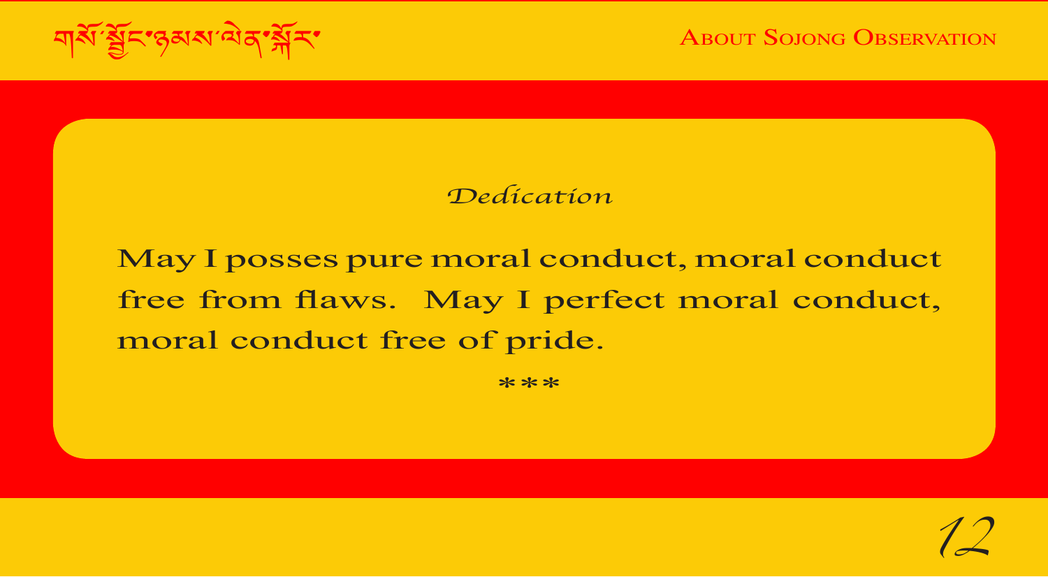*Dedication*

**May I posses pure moral conduct, moral conduct free from flaws. May I perfect moral conduct, moral conduct free of pride.**

***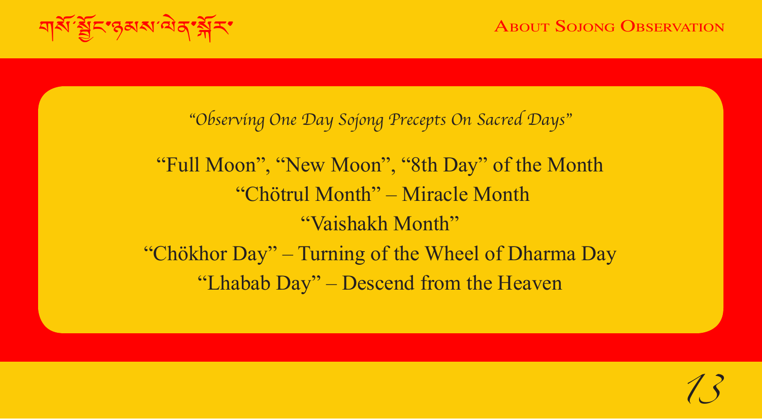*"Observing One Day Sojong Precepts On Sacred Days"*

"Full Moon", "New Moon", "8th Day" of the Month

"Chötrul Month" – Miracle Month

"Vaishakh Month"

"Chökhor Day" – Turning of the Wheel of Dharma Day

"Lhabab Day" – Descend from the Heaven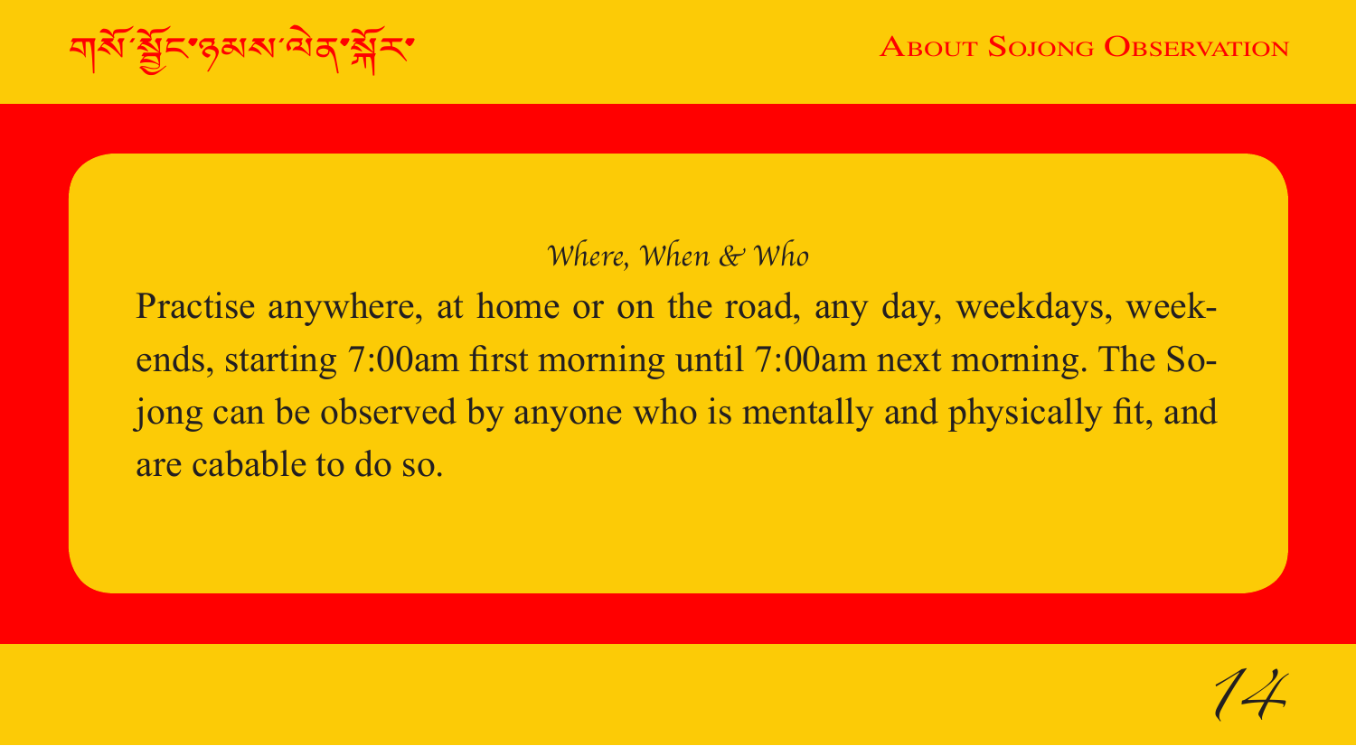### *Where, When & Who*

Practise anywhere, at home or on the road, any day, weekdays, weekends, starting 7:00am first morning until 7:00am next morning. The Sojong can be observed by anyone who is mentally and physically fit, and are cabable to do so.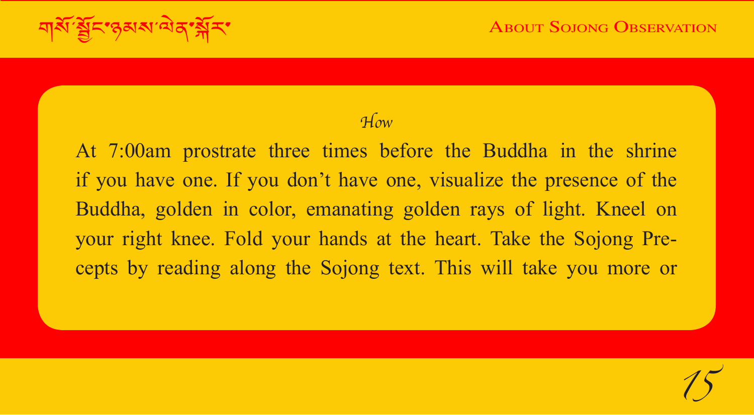*How*

At 7:00am prostrate three times before the Buddha in the shrine if you have one. If you don't have one, visualize the presence of the Buddha, golden in color, emanating golden rays of light. Kneel on your right knee. Fold your hands at the heart. Take the Sojong Precepts by reading along the Sojong text. This will take you more or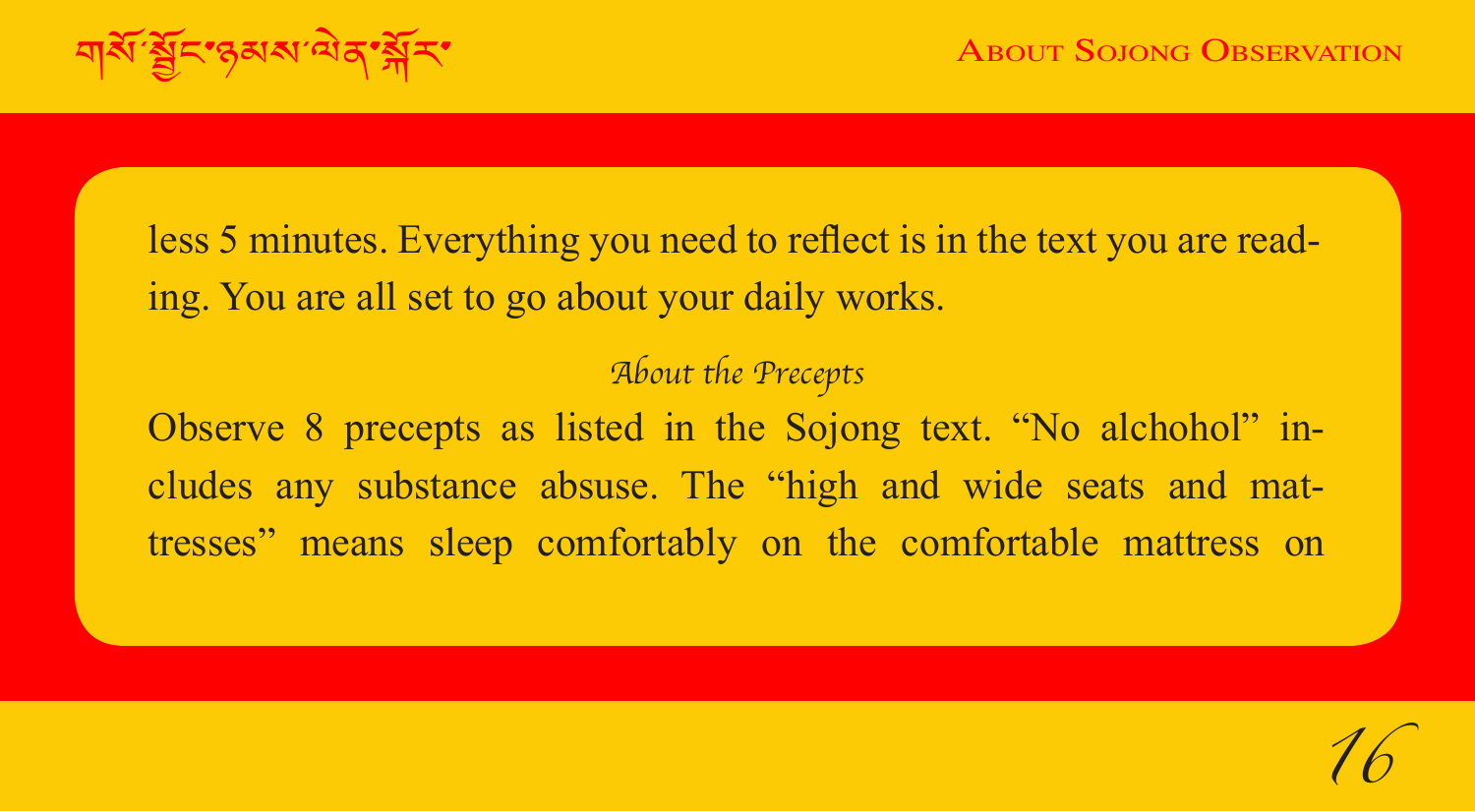less 5 minutes. Everything you need to reflect is in the text you are reading. You are all set to go about your daily works.

### *About the Precepts*

Observe 8 precepts as listed in the Sojong text. “No alchohol” includes any substance absuse. The “high and wide seats and mattresses” means sleep comfortably on the comfortable mattress on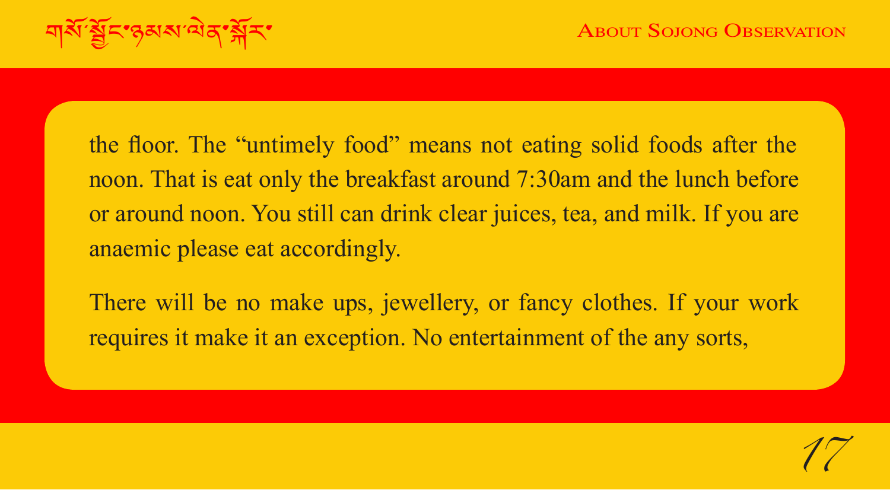the floor. The “untimely food” means not eating solid foods after the noon. That is eat only the breakfast around 7:30am and the lunch before or around noon. You still can drink clear juices, tea, and milk. If you are anaemic please eat accordingly.

There will be no make ups, jewellery, or fancy clothes. If your work requires it make it an exception. No entertainment of the any sorts,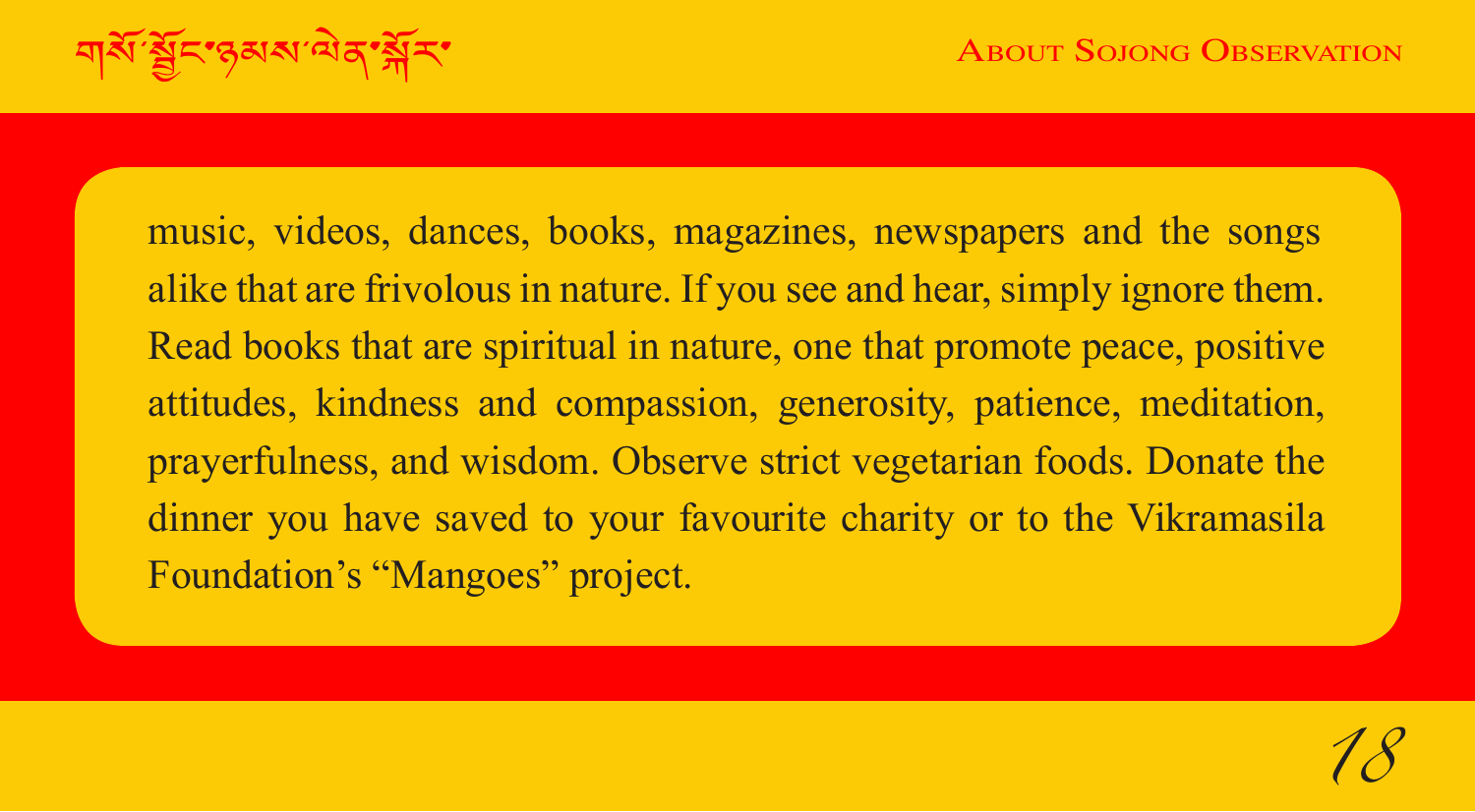music, videos, dances, books, magazines, newspapers and the songs alike that are frivolous in nature. If you see and hear, simply ignore them. Read books that are spiritual in nature, one that promote peace, positive attitudes, kindness and compassion, generosity, patience, meditation, prayerfulness, and wisdom. Observe strict vegetarian foods. Donate the dinner you have saved to your favourite charity or to the Vikramasila Foundation's "Mangoes" project.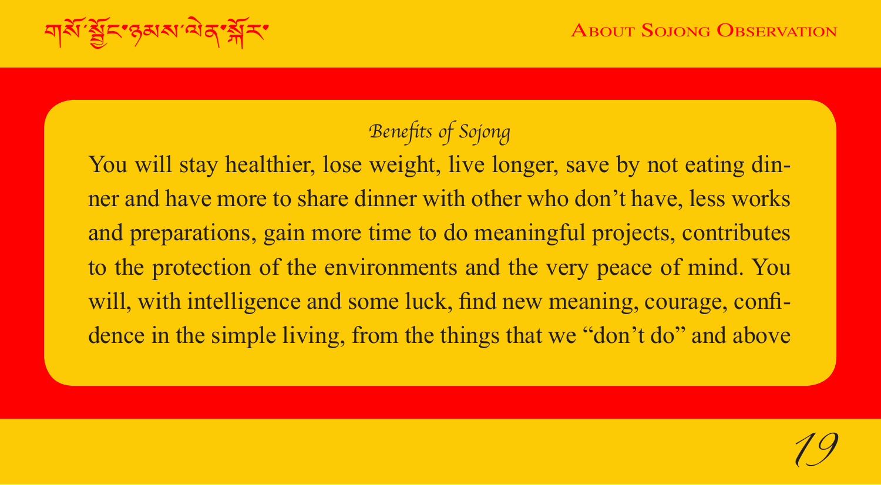### *Benefits of Sojong*

You will stay healthier, lose weight, live longer, save by not eating dinner and have more to share dinner with other who don't have, less works and preparations, gain more time to do meaningful projects, contributes to the protection of the environments and the very peace of mind. You will, with intelligence and some luck, find new meaning, courage, confidence in the simple living, from the things that we "don't do" and above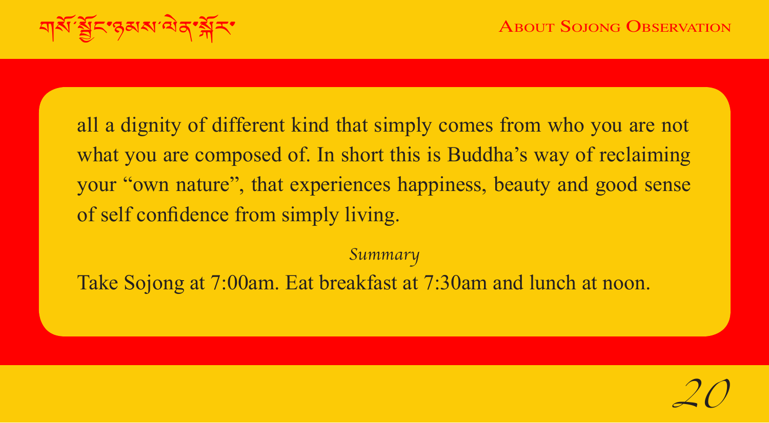all a dignity of different kind that simply comes from who you are not what you are composed of. In short this is Buddha's way of reclaiming your "own nature", that experiences happiness, beauty and good sense of self confidence from simply living.

*Summary*

Take Sojong at 7:00am. Eat breakfast at 7:30am and lunch at noon.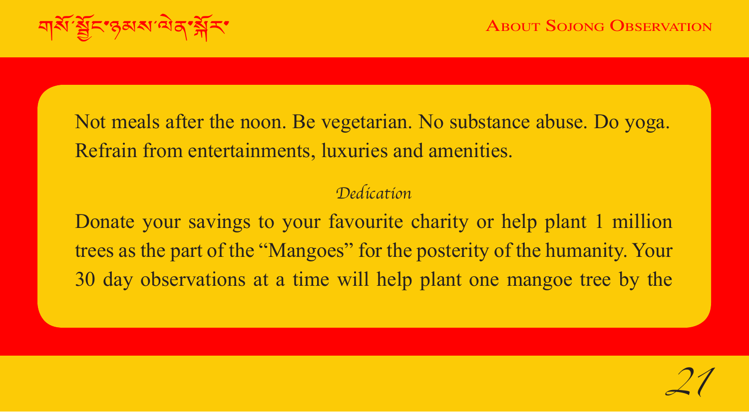Not meals after the noon. Be vegetarian. No substance abuse. Do yoga. Refrain from entertainments, luxuries and amenities.

*Dedication*

Donate your savings to your favourite charity or help plant 1 million trees as the part of the "Mangoes" for the posterity of the humanity. Your 30 day observations at a time will help plant one mangoe tree by the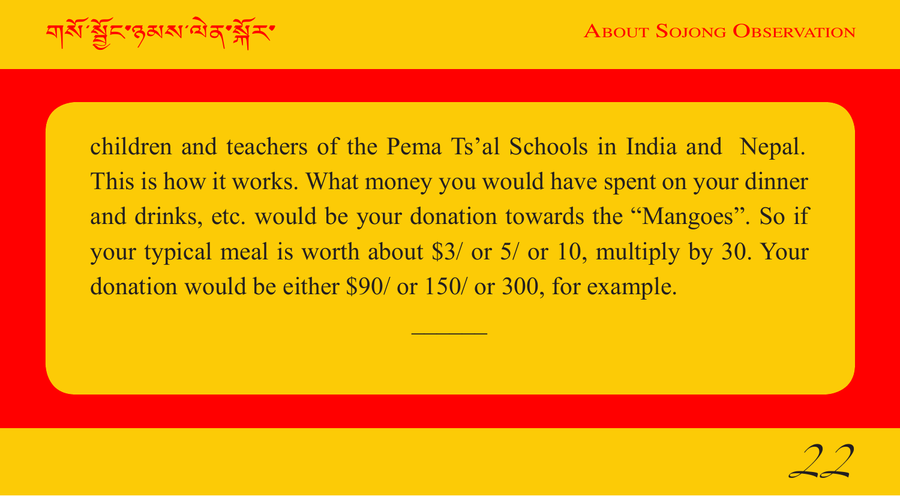children and teachers of the Pema Ts'al Schools in India and Nepal. This is how it works. What money you would have spent on your dinner and drinks, etc. would be your donation towards the "Mangoes". So if your typical meal is worth about $3/ or 5/ or 10, multiply by 30. Your donation would be either $90/ or 150/ or 300, for example.

---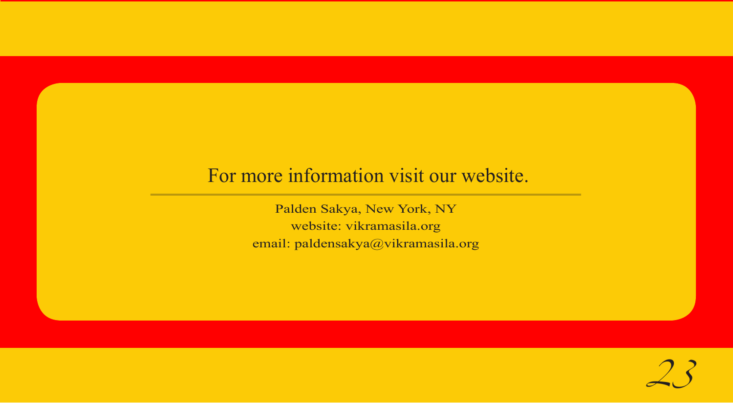For more information visit our website.

---

Palden Sakya, New York, NY
website: vikramasila.org
email: paldensakya@vikramasila.org